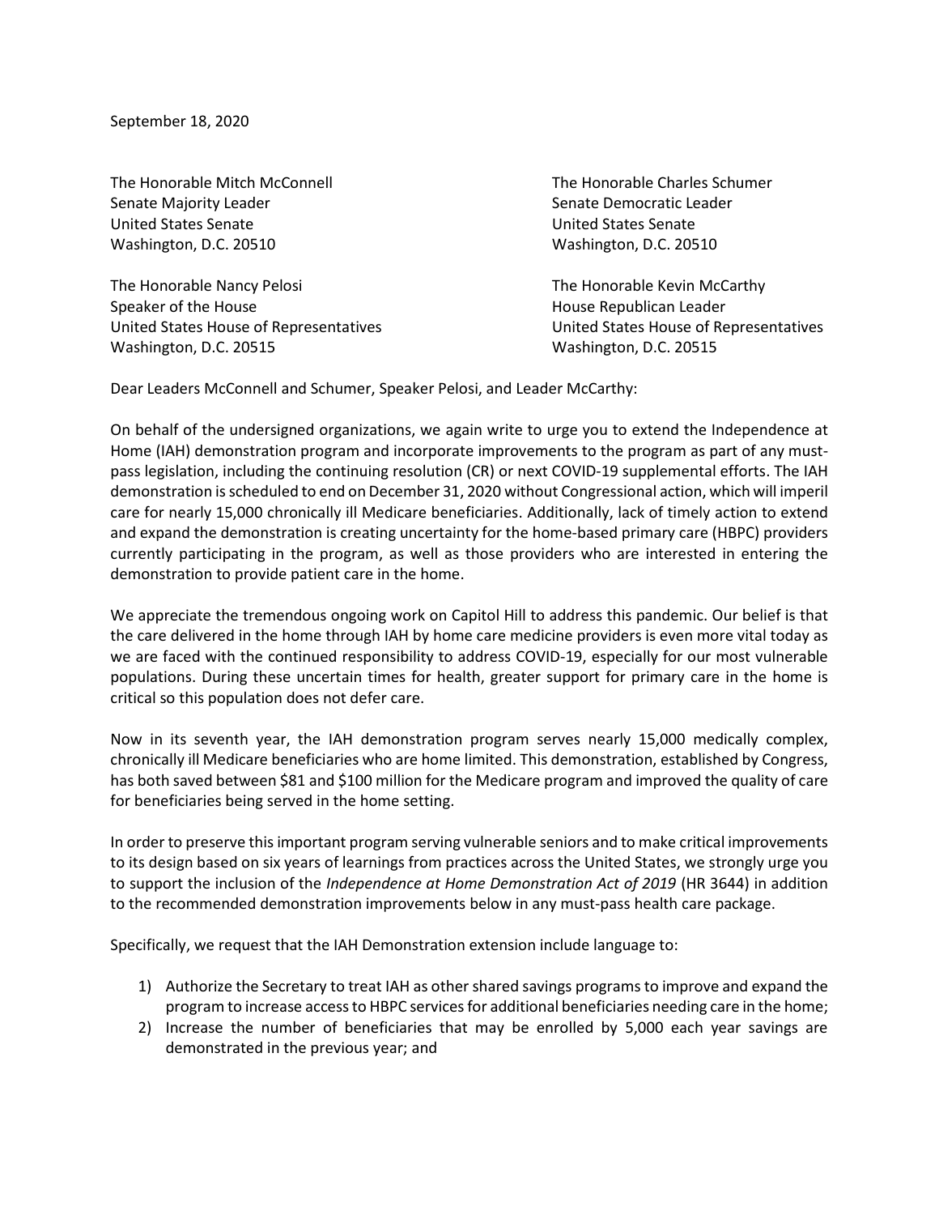September 18, 2020

The Honorable Mitch McConnell
Senate Majority Leader
United States Senate
Washington, D.C. 20510

The Honorable Charles Schumer
Senate Democratic Leader
United States Senate
Washington, D.C. 20510

The Honorable Nancy Pelosi
Speaker of the House
United States House of Representatives
Washington, D.C. 20515

The Honorable Kevin McCarthy
House Republican Leader
United States House of Representatives
Washington, D.C. 20515

Dear Leaders McConnell and Schumer, Speaker Pelosi, and Leader McCarthy:

On behalf of the undersigned organizations, we again write to urge you to extend the Independence at Home (IAH) demonstration program and incorporate improvements to the program as part of any must-pass legislation, including the continuing resolution (CR) or next COVID-19 supplemental efforts. The IAH demonstration is scheduled to end on December 31, 2020 without Congressional action, which will imperil care for nearly 15,000 chronically ill Medicare beneficiaries. Additionally, lack of timely action to extend and expand the demonstration is creating uncertainty for the home-based primary care (HBPC) providers currently participating in the program, as well as those providers who are interested in entering the demonstration to provide patient care in the home.

We appreciate the tremendous ongoing work on Capitol Hill to address this pandemic. Our belief is that the care delivered in the home through IAH by home care medicine providers is even more vital today as we are faced with the continued responsibility to address COVID-19, especially for our most vulnerable populations. During these uncertain times for health, greater support for primary care in the home is critical so this population does not defer care.

Now in its seventh year, the IAH demonstration program serves nearly 15,000 medically complex, chronically ill Medicare beneficiaries who are home limited. This demonstration, established by Congress, has both saved between $81 and $100 million for the Medicare program and improved the quality of care for beneficiaries being served in the home setting.

In order to preserve this important program serving vulnerable seniors and to make critical improvements to its design based on six years of learnings from practices across the United States, we strongly urge you to support the inclusion of the *Independence at Home Demonstration Act of 2019* (HR 3644) in addition to the recommended demonstration improvements below in any must-pass health care package.

Specifically, we request that the IAH Demonstration extension include language to:

1) Authorize the Secretary to treat IAH as other shared savings programs to improve and expand the program to increase access to HBPC services for additional beneficiaries needing care in the home;
2) Increase the number of beneficiaries that may be enrolled by 5,000 each year savings are demonstrated in the previous year; and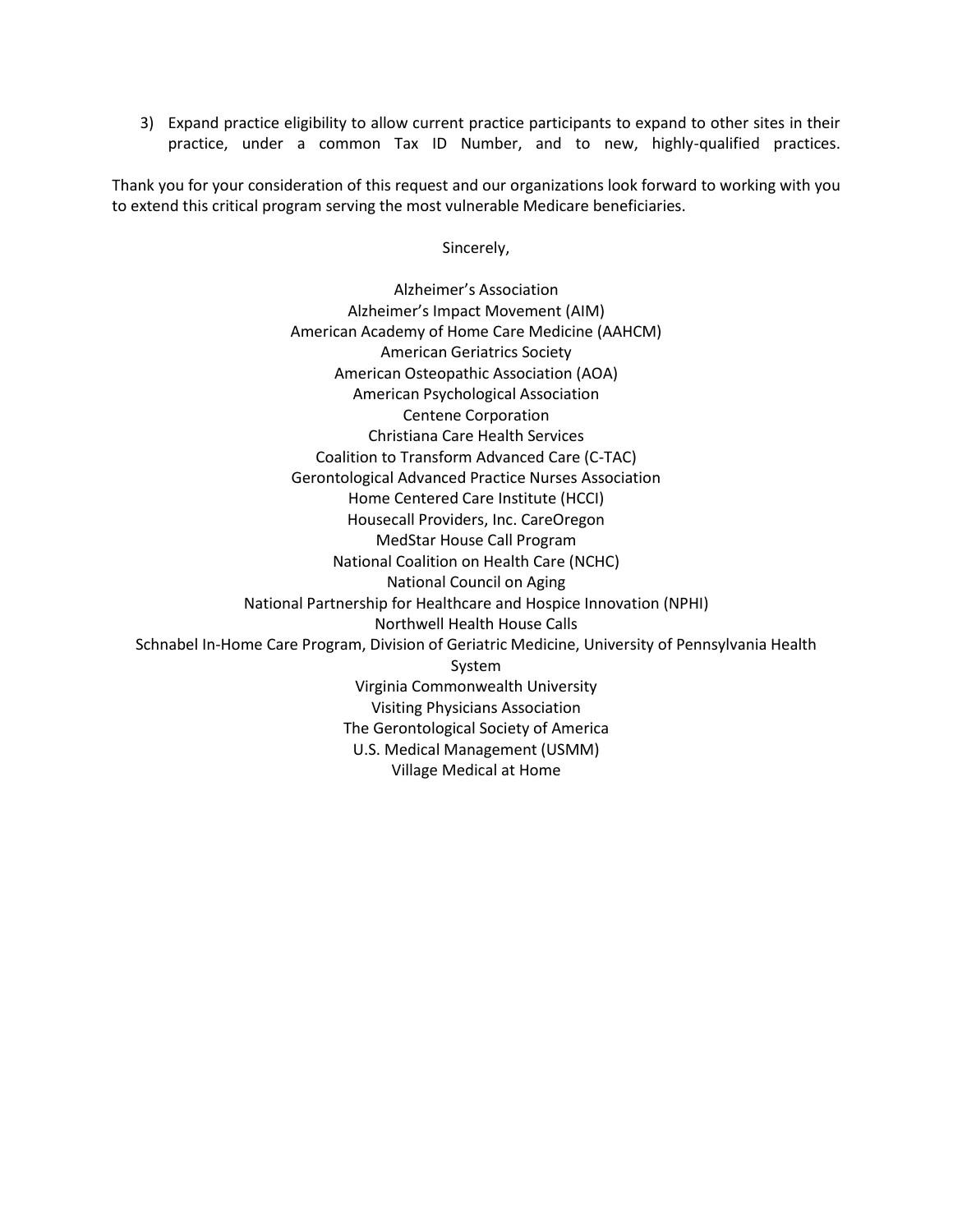3) Expand practice eligibility to allow current practice participants to expand to other sites in their practice, under a common Tax ID Number, and to new, highly-qualified practices.

Thank you for your consideration of this request and our organizations look forward to working with you to extend this critical program serving the most vulnerable Medicare beneficiaries.

Sincerely,

Alzheimer's Association  
Alzheimer's Impact Movement (AIM)  
American Academy of Home Care Medicine (AAHCM)  
American Geriatrics Society  
American Osteopathic Association (AOA)  
American Psychological Association  
Centene Corporation  
Christiana Care Health Services  
Coalition to Transform Advanced Care (C-TAC)  
Gerontological Advanced Practice Nurses Association  
Home Centered Care Institute (HCCI)  
Housecall Providers, Inc. CareOregon  
MedStar House Call Program  
National Coalition on Health Care (NCHC)  
National Council on Aging  
National Partnership for Healthcare and Hospice Innovation (NPHI)  
Northwell Health House Calls  
Schnabel In-Home Care Program, Division of Geriatric Medicine, University of Pennsylvania Health System  
Virginia Commonwealth University  
Visiting Physicians Association  
The Gerontological Society of America  
U.S. Medical Management (USMM)  
Village Medical at Home